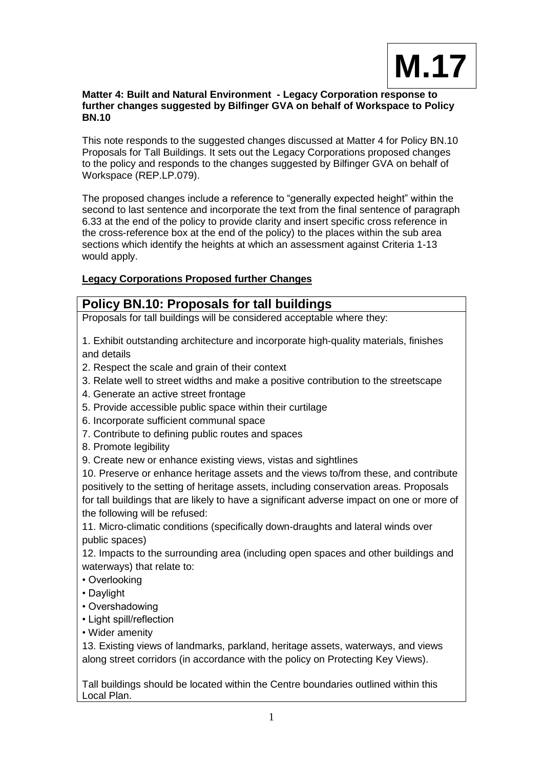**M.17**

**Matter 4: Built and Natural Environment - Legacy Corporation response to further changes suggested by Bilfinger GVA on behalf of Workspace to Policy BN.10**

This note responds to the suggested changes discussed at Matter 4 for Policy BN.10 Proposals for Tall Buildings. It sets out the Legacy Corporations proposed changes to the policy and responds to the changes suggested by Bilfinger GVA on behalf of Workspace (REP.LP.079).

The proposed changes include a reference to "generally expected height" within the second to last sentence and incorporate the text from the final sentence of paragraph 6.33 at the end of the policy to provide clarity and insert specific cross reference in the cross-reference box at the end of the policy) to the places within the sub area sections which identify the heights at which an assessment against Criteria 1-13 would apply.

**Legacy Corporations Proposed further Changes**

## Policy BN.10: Proposals for tall buildings

Proposals for tall buildings will be considered acceptable where they:

1. Exhibit outstanding architecture and incorporate high-quality materials, finishes and details
2. Respect the scale and grain of their context
3. Relate well to street widths and make a positive contribution to the streetscape
4. Generate an active street frontage
5. Provide accessible public space within their curtilage
6. Incorporate sufficient communal space
7. Contribute to defining public routes and spaces
8. Promote legibility
9. Create new or enhance existing views, vistas and sightlines
10. Preserve or enhance heritage assets and the views to/from these, and contribute positively to the setting of heritage assets, including conservation areas. Proposals for tall buildings that are likely to have a significant adverse impact on one or more of the following will be refused:
11. Micro-climatic conditions (specifically down-draughts and lateral winds over public spaces)
12. Impacts to the surrounding area (including open spaces and other buildings and waterways) that relate to:
    - Overlooking
    - Daylight
    - Overshadowing
    - Light spill/reflection
    - Wider amenity
13. Existing views of landmarks, parkland, heritage assets, waterways, and views along street corridors (in accordance with the policy on Protecting Key Views).

Tall buildings should be located within the Centre boundaries outlined within this Local Plan.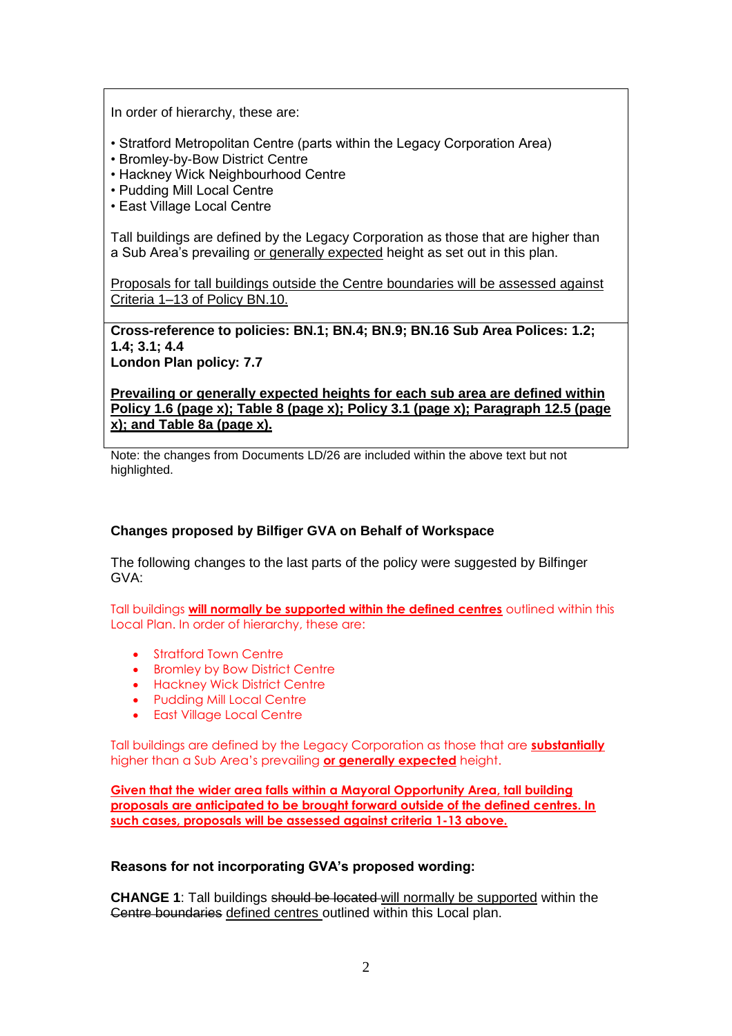In order of hierarchy, these are:

- Stratford Metropolitan Centre (parts within the Legacy Corporation Area)
- Bromley-by-Bow District Centre
- Hackney Wick Neighbourhood Centre
- Pudding Mill Local Centre
- East Village Local Centre

Tall buildings are defined by the Legacy Corporation as those that are higher than a Sub Area's prevailing <u>or generally expected</u> height as set out in this plan.

<u>Proposals for tall buildings outside the Centre boundaries will be assessed against Criteria 1–13 of Policy BN.10.</u>

**Cross-reference to policies: BN.1; BN.4; BN.9; BN.16 Sub Area Polices: 1.2; 1.4; 3.1; 4.4**
**London Plan policy: 7.7**

**<u>Prevailing or generally expected heights for each sub area are defined within Policy 1.6 (page x); Table 8 (page x); Policy 3.1 (page x); Paragraph 12.5 (page x); and Table 8a (page x).</u>**

Note: the changes from Documents LD/26 are included within the above text but not highlighted.

**Changes proposed by Bilfinger GVA on Behalf of Workspace**

The following changes to the last parts of the policy were suggested by Bilfinger GVA:

Tall buildings **<u>will normally be supported within the defined centres</u>** outlined within this Local Plan. In order of hierarchy, these are:

- Stratford Town Centre
- Bromley by Bow District Centre
- Hackney Wick District Centre
- Pudding Mill Local Centre
- East Village Local Centre

Tall buildings are defined by the Legacy Corporation as those that are **<u>substantially</u>** higher than a Sub Area's prevailing **<u>or generally expected</u>** height.

**<u>Given that the wider area falls within a Mayoral Opportunity Area, tall building proposals are anticipated to be brought forward outside of the defined centres. In such cases, proposals will be assessed against criteria 1-13 above.</u>**

**Reasons for not incorporating GVA's proposed wording:**

**CHANGE 1**: Tall buildings ~~should be located~~ <u>will normally be supported</u> within the ~~Centre boundaries~~ <u>defined centres</u> outlined within this Local plan.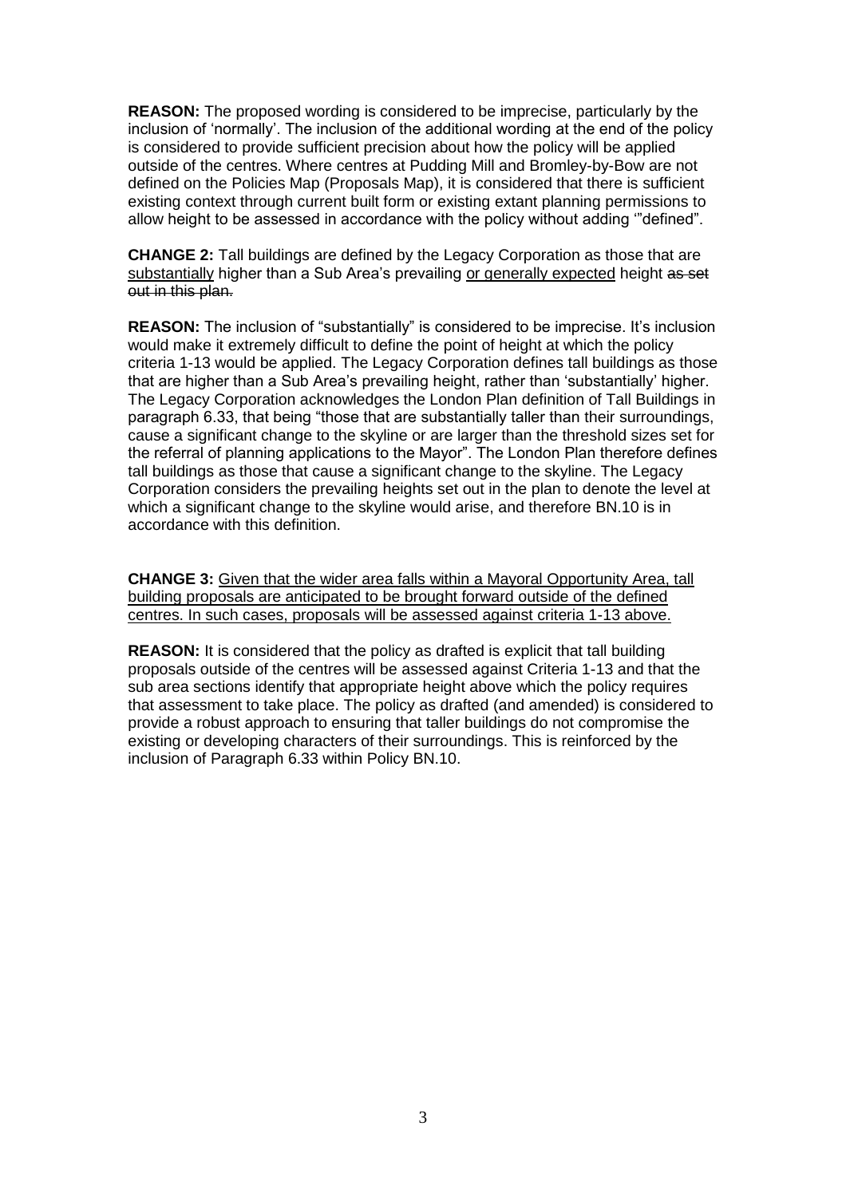**REASON:** The proposed wording is considered to be imprecise, particularly by the inclusion of 'normally'. The inclusion of the additional wording at the end of the policy is considered to provide sufficient precision about how the policy will be applied outside of the centres. Where centres at Pudding Mill and Bromley-by-Bow are not defined on the Policies Map (Proposals Map), it is considered that there is sufficient existing context through current built form or existing extant planning permissions to allow height to be assessed in accordance with the policy without adding '"defined".

**CHANGE 2:** Tall buildings are defined by the Legacy Corporation as those that are <u>substantially</u> higher than a Sub Area's prevailing <u>or generally expected</u> height ~~as set out in this plan.~~

**REASON:** The inclusion of "substantially" is considered to be imprecise. It's inclusion would make it extremely difficult to define the point of height at which the policy criteria 1-13 would be applied. The Legacy Corporation defines tall buildings as those that are higher than a Sub Area's prevailing height, rather than 'substantially' higher. The Legacy Corporation acknowledges the London Plan definition of Tall Buildings in paragraph 6.33, that being "those that are substantially taller than their surroundings, cause a significant change to the skyline or are larger than the threshold sizes set for the referral of planning applications to the Mayor". The London Plan therefore defines tall buildings as those that cause a significant change to the skyline. The Legacy Corporation considers the prevailing heights set out in the plan to denote the level at which a significant change to the skyline would arise, and therefore BN.10 is in accordance with this definition.

**CHANGE 3:** <u>Given that the wider area falls within a Mayoral Opportunity Area, tall building proposals are anticipated to be brought forward outside of the defined centres. In such cases, proposals will be assessed against criteria 1-13 above.</u>

**REASON:** It is considered that the policy as drafted is explicit that tall building proposals outside of the centres will be assessed against Criteria 1-13 and that the sub area sections identify that appropriate height above which the policy requires that assessment to take place. The policy as drafted (and amended) is considered to provide a robust approach to ensuring that taller buildings do not compromise the existing or developing characters of their surroundings. This is reinforced by the inclusion of Paragraph 6.33 within Policy BN.10.